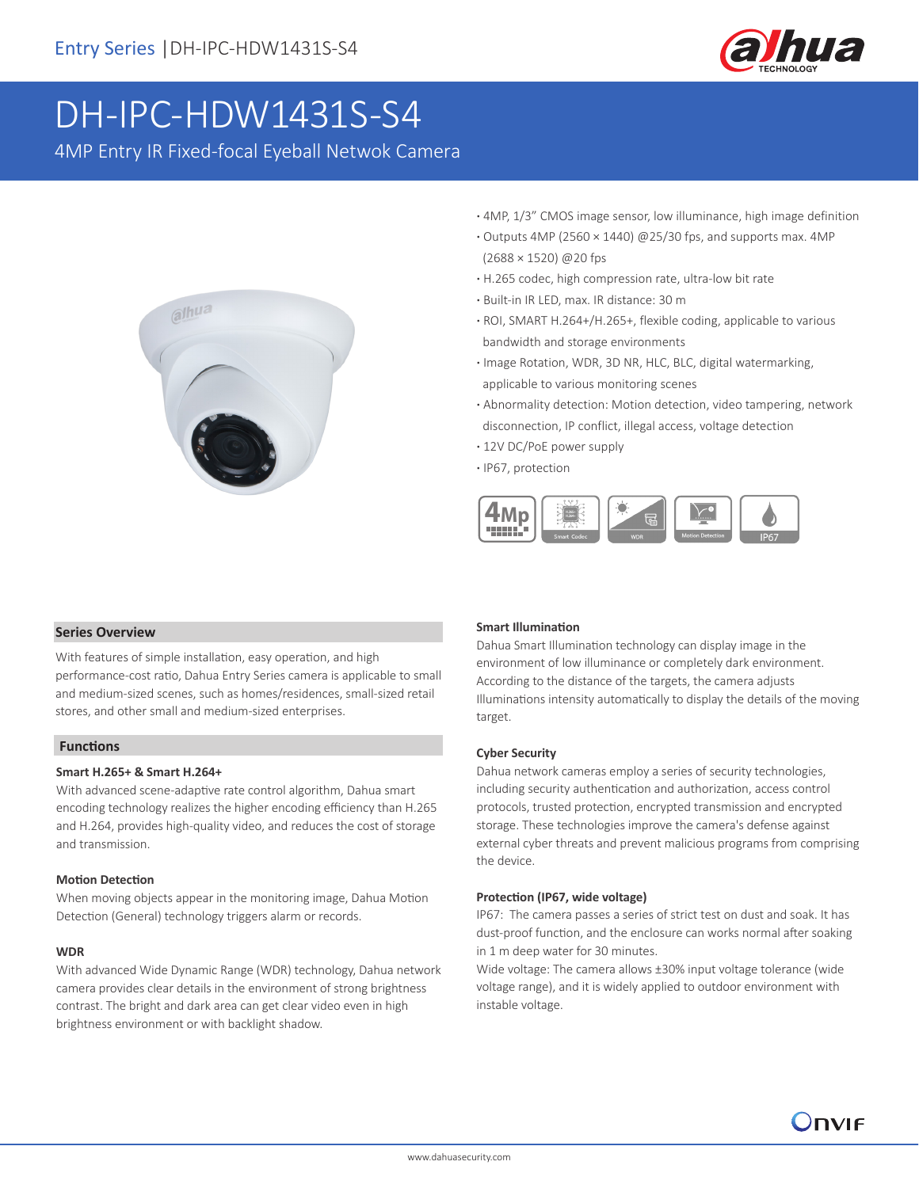Entry Series | DH-IPC-HDW1431S-S4

# DH-IPC-HDW1431S-S4

4MP Entry IR Fixed-focal Eyeball Netwok Camera

- 4MP, 1/3" CMOS image sensor, low illuminance, high image definition
- Outputs 4MP (2560 × 1440) @25/30 fps, and supports max. 4MP (2688 × 1520) @20 fps
- H.265 codec, high compression rate, ultra-low bit rate
- Built-in IR LED, max. IR distance: 30 m
- ROI, SMART H.264+/H.265+, flexible coding, applicable to various bandwidth and storage environments
- Image Rotation, WDR, 3D NR, HLC, BLC, digital watermarking, applicable to various monitoring scenes
- Abnormality detection: Motion detection, video tampering, network disconnection, IP conflict, illegal access, voltage detection
- 12V DC/PoE power supply
- IP67, protection

## Series Overview

With features of simple installation, easy operation, and high performance-cost ratio, Dahua Entry Series camera is applicable to small and medium-sized scenes, such as homes/residences, small-sized retail stores, and other small and medium-sized enterprises.

## Functions

### Smart H.265+ & Smart H.264+

With advanced scene-adaptive rate control algorithm, Dahua smart encoding technology realizes the higher encoding efficiency than H.265 and H.264, provides high-quality video, and reduces the cost of storage and transmission.

### Motion Detection

When moving objects appear in the monitoring image, Dahua Motion Detection (General) technology triggers alarm or records.

### WDR

With advanced Wide Dynamic Range (WDR) technology, Dahua network camera provides clear details in the environment of strong brightness contrast. The bright and dark area can get clear video even in high brightness environment or with backlight shadow.

### Smart Illumination

Dahua Smart Illumination technology can display image in the environment of low illuminance or completely dark environment. According to the distance of the targets, the camera adjusts Illuminations intensity automatically to display the details of the moving target.

### Cyber Security

Dahua network cameras employ a series of security technologies, including security authentication and authorization, access control protocols, trusted protection, encrypted transmission and encrypted storage. These technologies improve the camera's defense against external cyber threats and prevent malicious programs from comprising the device.

### Protection (IP67, wide voltage)

IP67: The camera passes a series of strict test on dust and soak. It has dust-proof function, and the enclosure can works normal after soaking in 1 m deep water for 30 minutes.

Wide voltage: The camera allows ±30% input voltage tolerance (wide voltage range), and it is widely applied to outdoor environment with instable voltage.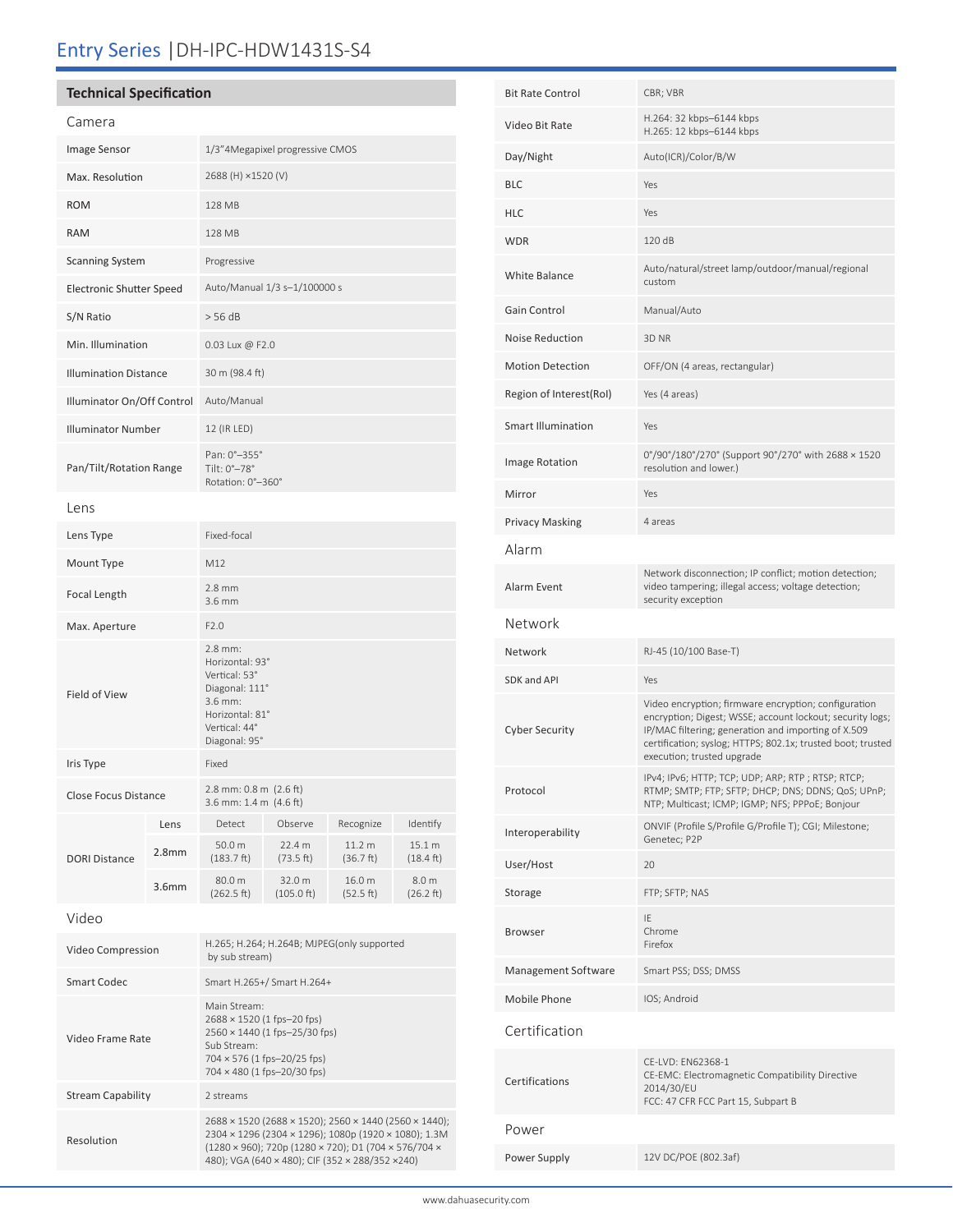# Entry Series | DH-IPC-HDW1431S-S4

## Technical Specification

### Camera

| | |
|---|---|
| Image Sensor | 1/3"4Megapixel progressive CMOS |
| Max. Resolution | 2688 (H) ×1520 (V) |
| ROM | 128 MB |
| RAM | 128 MB |
| Scanning System | Progressive |
| Electronic Shutter Speed | Auto/Manual 1/3 s–1/100000 s |
| S/N Ratio | > 56 dB |
| Min. Illumination | 0.03 Lux @ F2.0 |
| Illumination Distance | 30 m (98.4 ft) |
| Illuminator On/Off Control | Auto/Manual |
| Illuminator Number | 12 (IR LED) |
| Pan/Tilt/Rotation Range | Pan: 0°–355°<br>Tilt: 0°–78°<br>Rotation: 0°–360° |

### Lens

| | |
|---|---|
| Lens Type | Fixed-focal |
| Mount Type | M12 |
| Focal Length | 2.8 mm<br>3.6 mm |
| Max. Aperture | F2.0 |
| Field of View | 2.8 mm:<br>Horizontal: 93°<br>Vertical: 53°<br>Diagonal: 111°<br>3.6 mm:<br>Horizontal: 81°<br>Vertical: 44°<br>Diagonal: 95° |
| Iris Type | Fixed |
| Close Focus Distance | 2.8 mm: 0.8 m (2.6 ft)<br>3.6 mm: 1.4 m (4.6 ft) |

| DORI Distance | Lens | Detect | Observe | Recognize | Identify |
|---|---|---|---|---|---|
| | 2.8mm | 50.0 m (183.7 ft) | 22.4 m (73.5 ft) | 11.2 m (36.7 ft) | 15.1 m (18.4 ft) |
| | 3.6mm | 80.0 m (262.5 ft) | 32.0 m (105.0 ft) | 16.0 m (52.5 ft) | 8.0 m (26.2 ft) |

### Video

| | |
|---|---|
| Video Compression | H.265; H.264; H.264B; MJPEG(only supported by sub stream) |
| Smart Codec | Smart H.265+/ Smart H.264+ |
| Video Frame Rate | Main Stream:<br>2688 × 1520 (1 fps–20 fps)<br>2560 × 1440 (1 fps–25/30 fps)<br>Sub Stream:<br>704 × 576 (1 fps–20/25 fps)<br>704 × 480 (1 fps–20/30 fps) |
| Stream Capability | 2 streams |
| Resolution | 2688 × 1520 (2688 × 1520); 2560 × 1440 (2560 × 1440); 2304 × 1296 (2304 × 1296); 1080p (1920 × 1080); 1.3M (1280 × 960); 720p (1280 × 720); D1 (704 × 576/704 × 480); VGA (640 × 480); CIF (352 × 288/352 ×240) |
| Bit Rate Control | CBR; VBR |
| Video Bit Rate | H.264: 32 kbps–6144 kbps<br>H.265: 12 kbps–6144 kbps |
| Day/Night | Auto(ICR)/Color/B/W |
| BLC | Yes |
| HLC | Yes |
| WDR | 120 dB |
| White Balance | Auto/natural/street lamp/outdoor/manual/regional custom |
| Gain Control | Manual/Auto |
| Noise Reduction | 3D NR |
| Motion Detection | OFF/ON (4 areas, rectangular) |
| Region of Interest(RoI) | Yes (4 areas) |
| Smart Illumination | Yes |
| Image Rotation | 0°/90°/180°/270° (Support 90°/270° with 2688 × 1520 resolution and lower.) |
| Mirror | Yes |
| Privacy Masking | 4 areas |

### Alarm

| | |
|---|---|
| Alarm Event | Network disconnection; IP conflict; motion detection; video tampering; illegal access; voltage detection; security exception |

### Network

| | |
|---|---|
| Network | RJ-45 (10/100 Base-T) |
| SDK and API | Yes |
| Cyber Security | Video encryption; firmware encryption; configuration encryption; Digest; WSSE; account lockout; security logs; IP/MAC filtering; generation and importing of X.509 certification; syslog; HTTPS; 802.1x; trusted boot; trusted execution; trusted upgrade |
| Protocol | IPv4; IPv6; HTTP; TCP; UDP; ARP; RTP ; RTSP; RTCP; RTMP; SMTP; FTP; SFTP; DHCP; DNS; DDNS; QoS; UPnP; NTP; Multicast; ICMP; IGMP; NFS; PPPoE; Bonjour |
| Interoperability | ONVIF (Profile S/Profile G/Profile T); CGI; Milestone; Genetec; P2P |
| User/Host | 20 |
| Storage | FTP; SFTP; NAS |
| Browser | IE<br>Chrome<br>Firefox |
| Management Software | Smart PSS; DSS; DMSS |
| Mobile Phone | IOS; Android |

### Certification

| | |
|---|---|
| Certifications | CE-LVD: EN62368-1<br>CE-EMC: Electromagnetic Compatibility Directive 2014/30/EU<br>FCC: 47 CFR FCC Part 15, Subpart B |

### Power

| | |
|---|---|
| Power Supply | 12V DC/POE (802.3af) |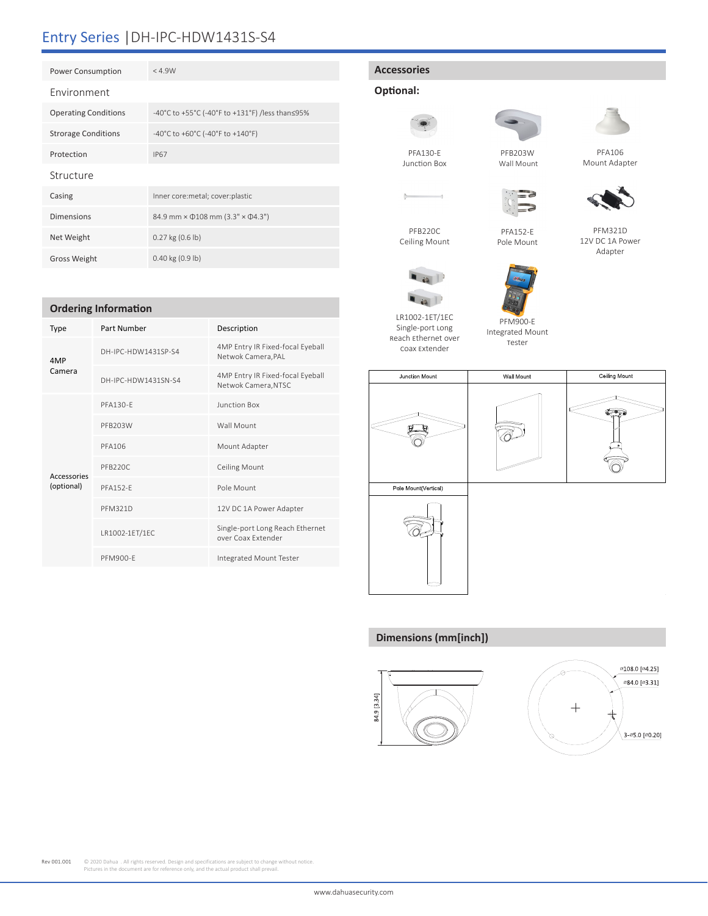## Entry Series | DH-IPC-HDW1431S-S4

| | |
|---|---|
| Power Consumption | < 4.9W |

### Environment

| | |
|---|---|
| Operating Conditions | -40°C to +55°C (-40°F to +131°F) /less than≤95% |
| Strorage Conditions | -40°C to +60°C (-40°F to +140°F) |
| Protection | IP67 |

### Structure

| | |
|---|---|
| Casing | Inner core:metal; cover:plastic |
| Dimensions | 84.9 mm × Φ108 mm (3.3" × Φ4.3") |
| Net Weight | 0.27 kg (0.6 lb) |
| Gross Weight | 0.40 kg (0.9 lb) |

## Ordering Information

| Type | Part Number | Description |
|---|---|---|
| 4MP Camera | DH-IPC-HDW1431SP-S4 | 4MP Entry IR Fixed-focal Eyeball Netwok Camera,PAL |
| | DH-IPC-HDW1431SN-S4 | 4MP Entry IR Fixed-focal Eyeball Netwok Camera,NTSC |
| Accessories (optional) | PFA130-E | Junction Box |
| | PFB203W | Wall Mount |
| | PFA106 | Mount Adapter |
| | PFB220C | Ceiling Mount |
| | PFA152-E | Pole Mount |
| | PFM321D | 12V DC 1A Power Adapter |
| | LR1002-1ET/1EC | Single-port Long Reach Ethernet over Coax Extender |
| | PFM900-E | Integrated Mount Tester |

## Accessories

**Optional:**

PFA130-E
Junction Box

PFB203W
Wall Mount

PFA106
Mount Adapter

PFB220C
Ceiling Mount

PFA152-E
Pole Mount

PFM321D
12V DC 1A Power Adapter

LR1002-1ET/1EC
Single-port Long Reach Ethernet over coax Extender

PFM900-E
Integrated Mount Tester

Junction Mount

Wall Mount

Ceiling Mount

Pole Mount(Vertical)

## Dimensions (mm[inch])

84.9 [3.34]

ø108.0 [ø4.25]

ø84.0 [ø3.31]

3-ø5.0 [ø0.20]

Rev 001.001 © 2020 Dahua . All rights reserved. Design and specifications are subject to change without notice.
Pictures in the document are for reference only, and the actual product shall prevail.

www.dahuasecurity.com